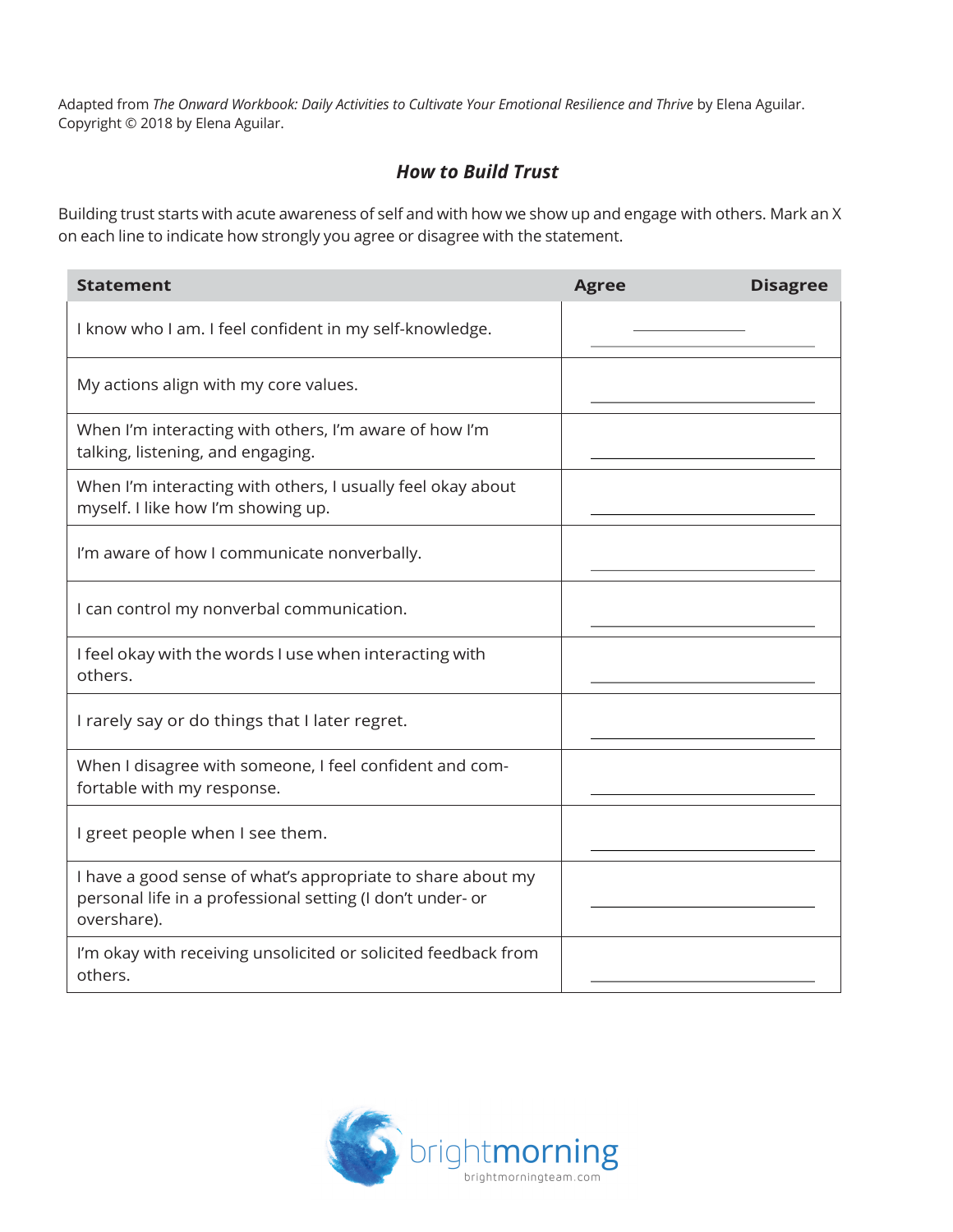Adapted from *The Onward Workbook: Daily Activities to Cultivate Your Emotional Resilience and Thrive* by Elena Aguilar. Copyright © 2018 by Elena Aguilar.

### ***How to Build Trust***

Building trust starts with acute awareness of self and with how we show up and engage with others. Mark an X on each line to indicate how strongly you agree or disagree with the statement.

| Statement | Agree — Disagree |
|---|---|
| I know who I am. I feel confident in my self-knowledge. | ____________ |
| My actions align with my core values. | ____________ |
| When I'm interacting with others, I'm aware of how I'm talking, listening, and engaging. | ____________ |
| When I'm interacting with others, I usually feel okay about myself. I like how I'm showing up. | ____________ |
| I'm aware of how I communicate nonverbally. | ____________ |
| I can control my nonverbal communication. | ____________ |
| I feel okay with the words I use when interacting with others. | ____________ |
| I rarely say or do things that I later regret. | ____________ |
| When I disagree with someone, I feel confident and comfortable with my response. | ____________ |
| I greet people when I see them. | ____________ |
| I have a good sense of what's appropriate to share about my personal life in a professional setting (I don't under- or overshare). | ____________ |
| I'm okay with receiving unsolicited or solicited feedback from others. | ____________ |

brightmorning
brightmorningteam.com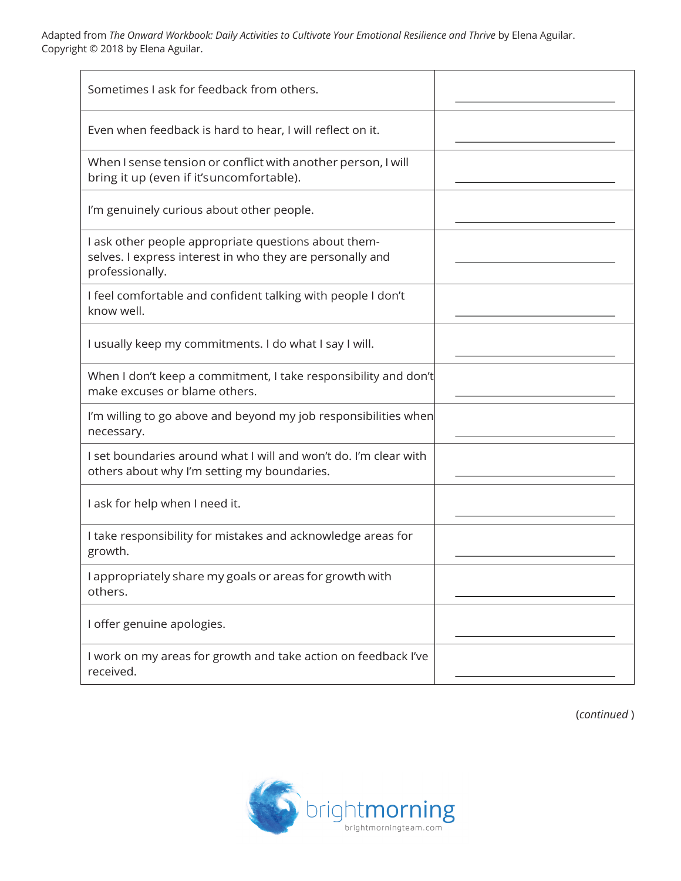Adapted from *The Onward Workbook: Daily Activities to Cultivate Your Emotional Resilience and Thrive* by Elena Aguilar. Copyright © 2018 by Elena Aguilar.

| | |
|---|---|
| Sometimes I ask for feedback from others. | ______________ |
| Even when feedback is hard to hear, I will reflect on it. | ______________ |
| When I sense tension or conflict with another person, I will bring it up (even if it's uncomfortable). | ______________ |
| I'm genuinely curious about other people. | ______________ |
| I ask other people appropriate questions about them­selves. I express interest in who they are personally and professionally. | ______________ |
| I feel comfortable and confident talking with people I don't know well. | ______________ |
| I usually keep my commitments. I do what I say I will. | ______________ |
| When I don't keep a commitment, I take responsibility and don't make excuses or blame others. | ______________ |
| I'm willing to go above and beyond my job responsibilities when necessary. | ______________ |
| I set boundaries around what I will and won't do. I'm clear with others about why I'm setting my boundaries. | ______________ |
| I ask for help when I need it. | ______________ |
| I take responsibility for mistakes and acknowledge areas for growth. | ______________ |
| I appropriately share my goals or areas for growth with others. | ______________ |
| I offer genuine apologies. | ______________ |
| I work on my areas for growth and take action on feedback I've received. | ______________ |

(*continued* )

brightmorning
brightmorningteam.com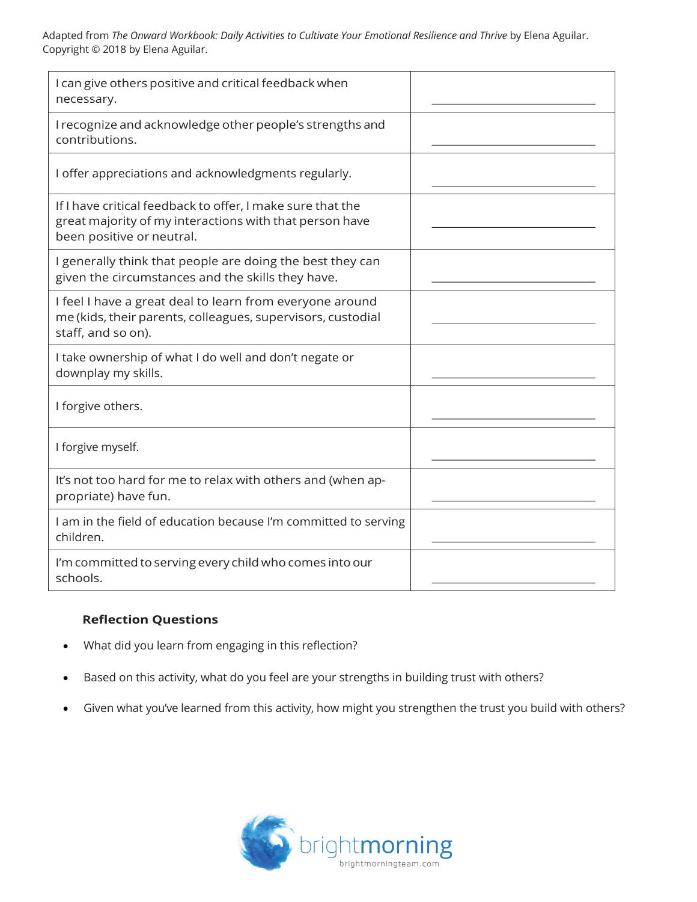Adapted from *The Onward Workbook: Daily Activities to Cultivate Your Emotional Resilience and Thrive* by Elena Aguilar. Copyright © 2018 by Elena Aguilar.

| | |
|---|---|
| I can give others positive and critical feedback when necessary. | ______________________ |
| I recognize and acknowledge other people's strengths and contributions. | ______________________ |
| I offer appreciations and acknowledgments regularly. | ______________________ |
| If I have critical feedback to offer, I make sure that the great majority of my interactions with that person have been positive or neutral. | ______________________ |
| I generally think that people are doing the best they can given the circumstances and the skills they have. | ______________________ |
| I feel I have a great deal to learn from everyone around me (kids, their parents, colleagues, supervisors, custodial staff, and so on). | ______________________ |
| I take ownership of what I do well and don't negate or downplay my skills. | ______________________ |
| I forgive others. | ______________________ |
| I forgive myself. | ______________________ |
| It's not too hard for me to relax with others and (when appropriate) have fun. | ______________________ |
| I am in the field of education because I'm committed to serving children. | ______________________ |
| I'm committed to serving every child who comes into our schools. | ______________________ |

**Reflection Questions**

- What did you learn from engaging in this reflection?
- Based on this activity, what do you feel are your strengths in building trust with others?
- Given what you've learned from this activity, how might you strengthen the trust you build with others?

brightmorning
brightmorningteam.com